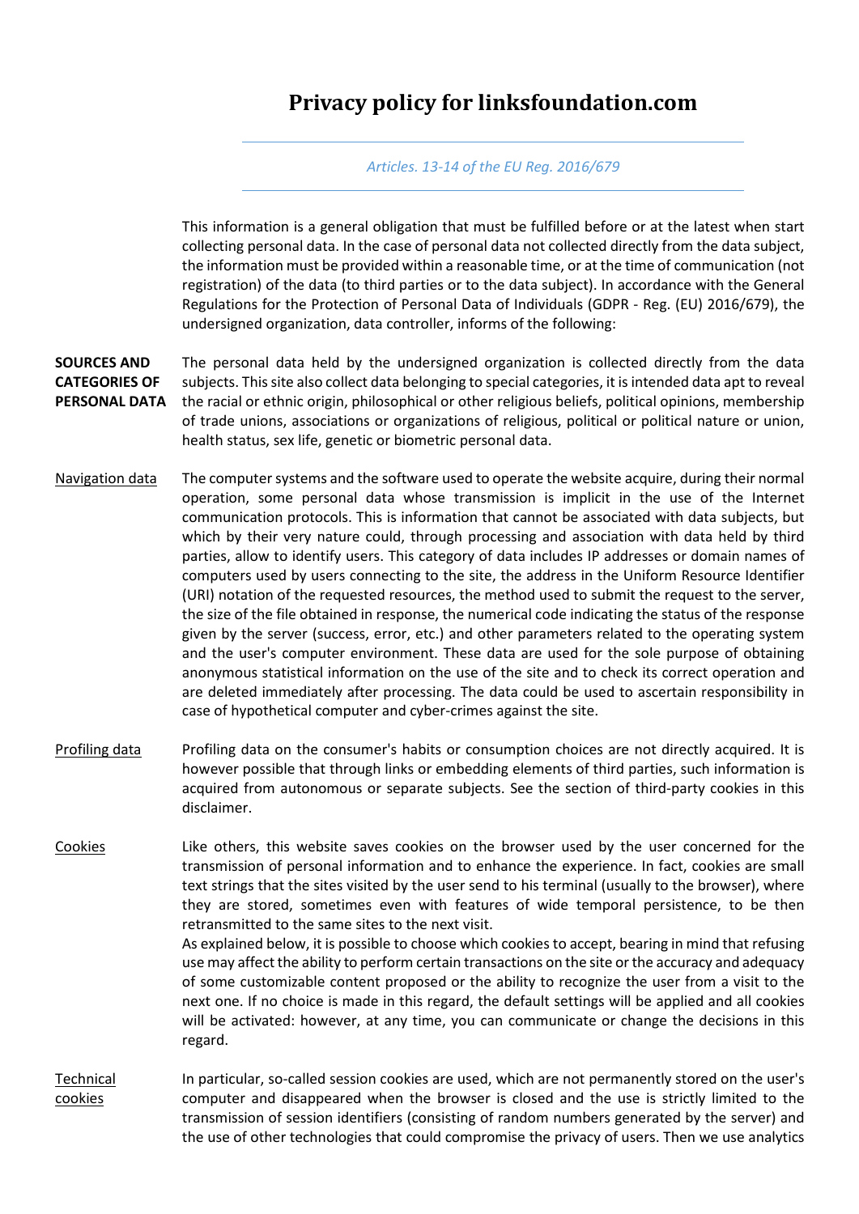# Privacy policy for linksfoundation.com

*Articles. 13-14 of the EU Reg. 2016/679*

This information is a general obligation that must be fulfilled before or at the latest when start collecting personal data. In the case of personal data not collected directly from the data subject, the information must be provided within a reasonable time, or at the time of communication (not registration) of the data (to third parties or to the data subject). In accordance with the General Regulations for the Protection of Personal Data of Individuals (GDPR - Reg. (EU) 2016/679), the undersigned organization, data controller, informs of the following:

**SOURCES AND CATEGORIES OF PERSONAL DATA**

The personal data held by the undersigned organization is collected directly from the data subjects. This site also collect data belonging to special categories, it is intended data apt to reveal the racial or ethnic origin, philosophical or other religious beliefs, political opinions, membership of trade unions, associations or organizations of religious, political or political nature or union, health status, sex life, genetic or biometric personal data.

<u>Navigation data</u>

The computer systems and the software used to operate the website acquire, during their normal operation, some personal data whose transmission is implicit in the use of the Internet communication protocols. This is information that cannot be associated with data subjects, but which by their very nature could, through processing and association with data held by third parties, allow to identify users. This category of data includes IP addresses or domain names of computers used by users connecting to the site, the address in the Uniform Resource Identifier (URI) notation of the requested resources, the method used to submit the request to the server, the size of the file obtained in response, the numerical code indicating the status of the response given by the server (success, error, etc.) and other parameters related to the operating system and the user's computer environment. These data are used for the sole purpose of obtaining anonymous statistical information on the use of the site and to check its correct operation and are deleted immediately after processing. The data could be used to ascertain responsibility in case of hypothetical computer and cyber-crimes against the site.

<u>Profiling data</u>

Profiling data on the consumer's habits or consumption choices are not directly acquired. It is however possible that through links or embedding elements of third parties, such information is acquired from autonomous or separate subjects. See the section of third-party cookies in this disclaimer.

<u>Cookies</u>

Like others, this website saves cookies on the browser used by the user concerned for the transmission of personal information and to enhance the experience. In fact, cookies are small text strings that the sites visited by the user send to his terminal (usually to the browser), where they are stored, sometimes even with features of wide temporal persistence, to be then retransmitted to the same sites to the next visit.
As explained below, it is possible to choose which cookies to accept, bearing in mind that refusing use may affect the ability to perform certain transactions on the site or the accuracy and adequacy of some customizable content proposed or the ability to recognize the user from a visit to the next one. If no choice is made in this regard, the default settings will be applied and all cookies will be activated: however, at any time, you can communicate or change the decisions in this regard.

<u>Technical cookies</u>

In particular, so-called session cookies are used, which are not permanently stored on the user's computer and disappeared when the browser is closed and the use is strictly limited to the transmission of session identifiers (consisting of random numbers generated by the server) and the use of other technologies that could compromise the privacy of users. Then we use analytics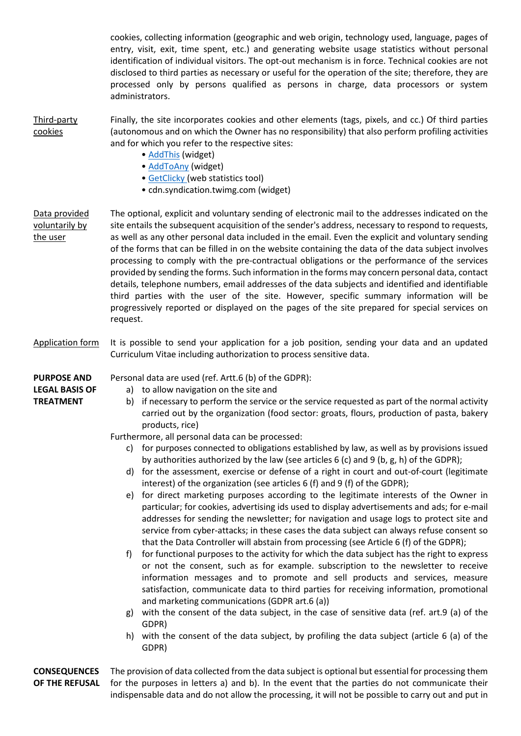cookies, collecting information (geographic and web origin, technology used, language, pages of entry, visit, exit, time spent, etc.) and generating website usage statistics without personal identification of individual visitors. The opt-out mechanism is in force. Technical cookies are not disclosed to third parties as necessary or useful for the operation of the site; therefore, they are processed only by persons qualified as persons in charge, data processors or system administrators.

Third-party cookies

Finally, the site incorporates cookies and other elements (tags, pixels, and cc.) Of third parties (autonomous and on which the Owner has no responsibility) that also perform profiling activities and for which you refer to the respective sites:

- AddThis (widget)
- AddToAny (widget)
- GetClicky (web statistics tool)
- cdn.syndication.twimg.com (widget)

Data provided voluntarily by the user

The optional, explicit and voluntary sending of electronic mail to the addresses indicated on the site entails the subsequent acquisition of the sender's address, necessary to respond to requests, as well as any other personal data included in the email. Even the explicit and voluntary sending of the forms that can be filled in on the website containing the data of the data subject involves processing to comply with the pre-contractual obligations or the performance of the services provided by sending the forms. Such information in the forms may concern personal data, contact details, telephone numbers, email addresses of the data subjects and identified and identifiable third parties with the user of the site. However, specific summary information will be progressively reported or displayed on the pages of the site prepared for special services on request.

Application form

It is possible to send your application for a job position, sending your data and an updated Curriculum Vitae including authorization to process sensitive data.

**PURPOSE AND LEGAL BASIS OF TREATMENT**

Personal data are used (ref. Artt.6 (b) of the GDPR):

a) to allow navigation on the site and
b) if necessary to perform the service or the service requested as part of the normal activity carried out by the organization (food sector: groats, flours, production of pasta, bakery products, rice)

Furthermore, all personal data can be processed:

c) for purposes connected to obligations established by law, as well as by provisions issued by authorities authorized by the law (see articles 6 (c) and 9 (b, g, h) of the GDPR);
d) for the assessment, exercise or defense of a right in court and out-of-court (legitimate interest) of the organization (see articles 6 (f) and 9 (f) of the GDPR);
e) for direct marketing purposes according to the legitimate interests of the Owner in particular; for cookies, advertising ids used to display advertisements and ads; for e-mail addresses for sending the newsletter; for navigation and usage logs to protect site and service from cyber-attacks; in these cases the data subject can always refuse consent so that the Data Controller will abstain from processing (see Article 6 (f) of the GDPR);
f) for functional purposes to the activity for which the data subject has the right to express or not the consent, such as for example. subscription to the newsletter to receive information messages and to promote and sell products and services, measure satisfaction, communicate data to third parties for receiving information, promotional and marketing communications (GDPR art.6 (a))
g) with the consent of the data subject, in the case of sensitive data (ref. art.9 (a) of the GDPR)
h) with the consent of the data subject, by profiling the data subject (article 6 (a) of the GDPR)

**CONSEQUENCES OF THE REFUSAL**

The provision of data collected from the data subject is optional but essential for processing them for the purposes in letters a) and b). In the event that the parties do not communicate their indispensable data and do not allow the processing, it will not be possible to carry out and put in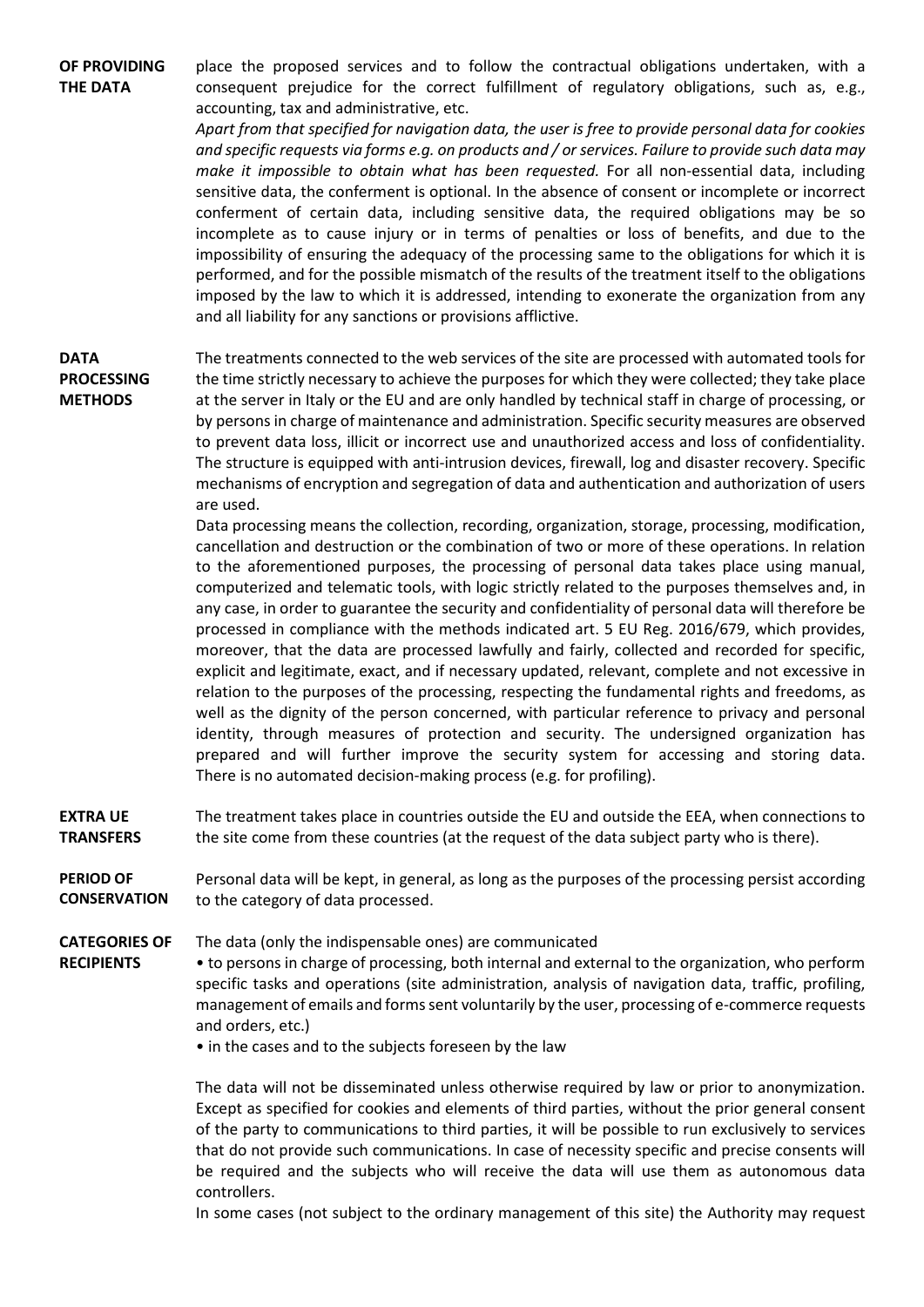**OF PROVIDING THE DATA**

place the proposed services and to follow the contractual obligations undertaken, with a consequent prejudice for the correct fulfillment of regulatory obligations, such as, e.g., accounting, tax and administrative, etc.

*Apart from that specified for navigation data, the user is free to provide personal data for cookies and specific requests via forms e.g. on products and / or services. Failure to provide such data may make it impossible to obtain what has been requested.* For all non-essential data, including sensitive data, the conferment is optional. In the absence of consent or incomplete or incorrect conferment of certain data, including sensitive data, the required obligations may be so incomplete as to cause injury or in terms of penalties or loss of benefits, and due to the impossibility of ensuring the adequacy of the processing same to the obligations for which it is performed, and for the possible mismatch of the results of the treatment itself to the obligations imposed by the law to which it is addressed, intending to exonerate the organization from any and all liability for any sanctions or provisions afflictive.

**DATA PROCESSING METHODS**

The treatments connected to the web services of the site are processed with automated tools for the time strictly necessary to achieve the purposes for which they were collected; they take place at the server in Italy or the EU and are only handled by technical staff in charge of processing, or by persons in charge of maintenance and administration. Specific security measures are observed to prevent data loss, illicit or incorrect use and unauthorized access and loss of confidentiality. The structure is equipped with anti-intrusion devices, firewall, log and disaster recovery. Specific mechanisms of encryption and segregation of data and authentication and authorization of users are used.

Data processing means the collection, recording, organization, storage, processing, modification, cancellation and destruction or the combination of two or more of these operations. In relation to the aforementioned purposes, the processing of personal data takes place using manual, computerized and telematic tools, with logic strictly related to the purposes themselves and, in any case, in order to guarantee the security and confidentiality of personal data will therefore be processed in compliance with the methods indicated art. 5 EU Reg. 2016/679, which provides, moreover, that the data are processed lawfully and fairly, collected and recorded for specific, explicit and legitimate, exact, and if necessary updated, relevant, complete and not excessive in relation to the purposes of the processing, respecting the fundamental rights and freedoms, as well as the dignity of the person concerned, with particular reference to privacy and personal identity, through measures of protection and security. The undersigned organization has prepared and will further improve the security system for accessing and storing data. There is no automated decision-making process (e.g. for profiling).

**EXTRA UE TRANSFERS**

The treatment takes place in countries outside the EU and outside the EEA, when connections to the site come from these countries (at the request of the data subject party who is there).

**PERIOD OF CONSERVATION**

Personal data will be kept, in general, as long as the purposes of the processing persist according to the category of data processed.

**CATEGORIES OF RECIPIENTS**

The data (only the indispensable ones) are communicated

- to persons in charge of processing, both internal and external to the organization, who perform specific tasks and operations (site administration, analysis of navigation data, traffic, profiling, management of emails and forms sent voluntarily by the user, processing of e-commerce requests and orders, etc.)
- in the cases and to the subjects foreseen by the law

The data will not be disseminated unless otherwise required by law or prior to anonymization. Except as specified for cookies and elements of third parties, without the prior general consent of the party to communications to third parties, it will be possible to run exclusively to services that do not provide such communications. In case of necessity specific and precise consents will be required and the subjects who will receive the data will use them as autonomous data controllers.

In some cases (not subject to the ordinary management of this site) the Authority may request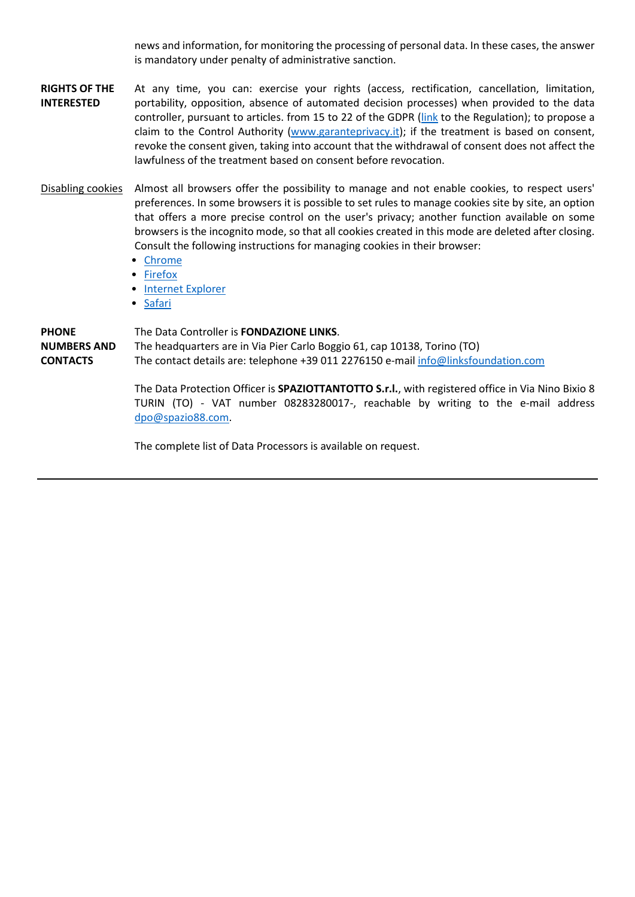news and information, for monitoring the processing of personal data. In these cases, the answer is mandatory under penalty of administrative sanction.

**RIGHTS OF THE INTERESTED**

At any time, you can: exercise your rights (access, rectification, cancellation, limitation, portability, opposition, absence of automated decision processes) when provided to the data controller, pursuant to articles. from 15 to 22 of the GDPR (link to the Regulation); to propose a claim to the Control Authority (www.garanteprivacy.it); if the treatment is based on consent, revoke the consent given, taking into account that the withdrawal of consent does not affect the lawfulness of the treatment based on consent before revocation.

Disabling cookies

Almost all browsers offer the possibility to manage and not enable cookies, to respect users' preferences. In some browsers it is possible to set rules to manage cookies site by site, an option that offers a more precise control on the user's privacy; another function available on some browsers is the incognito mode, so that all cookies created in this mode are deleted after closing. Consult the following instructions for managing cookies in their browser:

- Chrome
- Firefox
- Internet Explorer
- Safari

**PHONE NUMBERS AND CONTACTS**

The Data Controller is **FONDAZIONE LINKS**.
The headquarters are in Via Pier Carlo Boggio 61, cap 10138, Torino (TO)
The contact details are: telephone +39 011 2276150 e-mail info@linksfoundation.com

The Data Protection Officer is **SPAZIOTTANTOTTO S.r.l.**, with registered office in Via Nino Bixio 8 TURIN (TO) - VAT number 08283280017-, reachable by writing to the e-mail address dpo@spazio88.com.

The complete list of Data Processors is available on request.